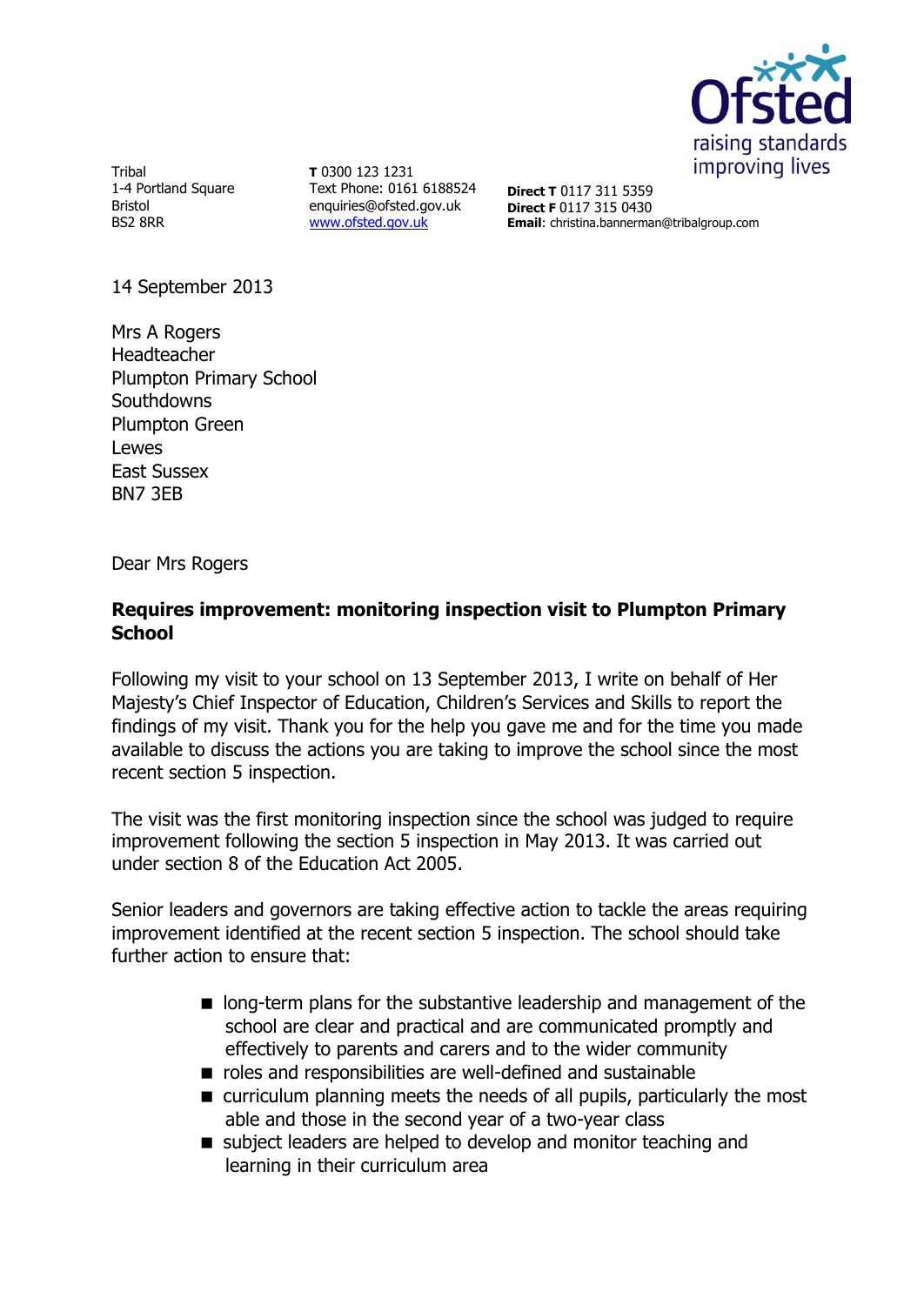Ofsted
raising standards
improving lives

Tribal
1-4 Portland Square
Bristol
BS2 8RR

**T** 0300 123 1231
Text Phone: 0161 6188524
enquiries@ofsted.gov.uk
www.ofsted.gov.uk

**Direct T** 0117 311 5359
**Direct F** 0117 315 0430
**Email**: christina.bannerman@tribalgroup.com

14 September 2013

Mrs A Rogers
Headteacher
Plumpton Primary School
Southdowns
Plumpton Green
Lewes
East Sussex
BN7 3EB

Dear Mrs Rogers

**Requires improvement: monitoring inspection visit to Plumpton Primary School**

Following my visit to your school on 13 September 2013, I write on behalf of Her Majesty's Chief Inspector of Education, Children's Services and Skills to report the findings of my visit. Thank you for the help you gave me and for the time you made available to discuss the actions you are taking to improve the school since the most recent section 5 inspection.

The visit was the first monitoring inspection since the school was judged to require improvement following the section 5 inspection in May 2013. It was carried out under section 8 of the Education Act 2005.

Senior leaders and governors are taking effective action to tackle the areas requiring improvement identified at the recent section 5 inspection. The school should take further action to ensure that:

- long-term plans for the substantive leadership and management of the school are clear and practical and are communicated promptly and effectively to parents and carers and to the wider community
- roles and responsibilities are well-defined and sustainable
- curriculum planning meets the needs of all pupils, particularly the most able and those in the second year of a two-year class
- subject leaders are helped to develop and monitor teaching and learning in their curriculum area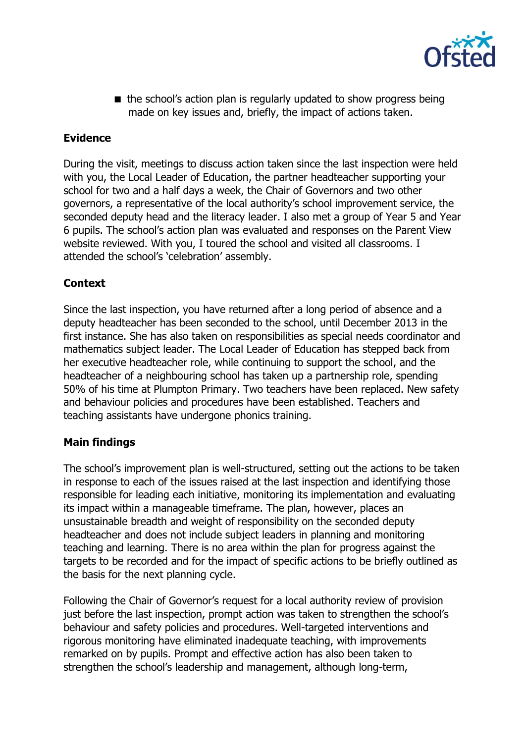- the school's action plan is regularly updated to show progress being made on key issues and, briefly, the impact of actions taken.

**Evidence**

During the visit, meetings to discuss action taken since the last inspection were held with you, the Local Leader of Education, the partner headteacher supporting your school for two and a half days a week, the Chair of Governors and two other governors, a representative of the local authority's school improvement service, the seconded deputy head and the literacy leader. I also met a group of Year 5 and Year 6 pupils. The school's action plan was evaluated and responses on the Parent View website reviewed. With you, I toured the school and visited all classrooms. I attended the school's 'celebration' assembly.

**Context**

Since the last inspection, you have returned after a long period of absence and a deputy headteacher has been seconded to the school, until December 2013 in the first instance. She has also taken on responsibilities as special needs coordinator and mathematics subject leader. The Local Leader of Education has stepped back from her executive headteacher role, while continuing to support the school, and the headteacher of a neighbouring school has taken up a partnership role, spending 50% of his time at Plumpton Primary. Two teachers have been replaced. New safety and behaviour policies and procedures have been established. Teachers and teaching assistants have undergone phonics training.

**Main findings**

The school's improvement plan is well-structured, setting out the actions to be taken in response to each of the issues raised at the last inspection and identifying those responsible for leading each initiative, monitoring its implementation and evaluating its impact within a manageable timeframe. The plan, however, places an unsustainable breadth and weight of responsibility on the seconded deputy headteacher and does not include subject leaders in planning and monitoring teaching and learning. There is no area within the plan for progress against the targets to be recorded and for the impact of specific actions to be briefly outlined as the basis for the next planning cycle.

Following the Chair of Governor's request for a local authority review of provision just before the last inspection, prompt action was taken to strengthen the school's behaviour and safety policies and procedures. Well-targeted interventions and rigorous monitoring have eliminated inadequate teaching, with improvements remarked on by pupils. Prompt and effective action has also been taken to strengthen the school's leadership and management, although long-term,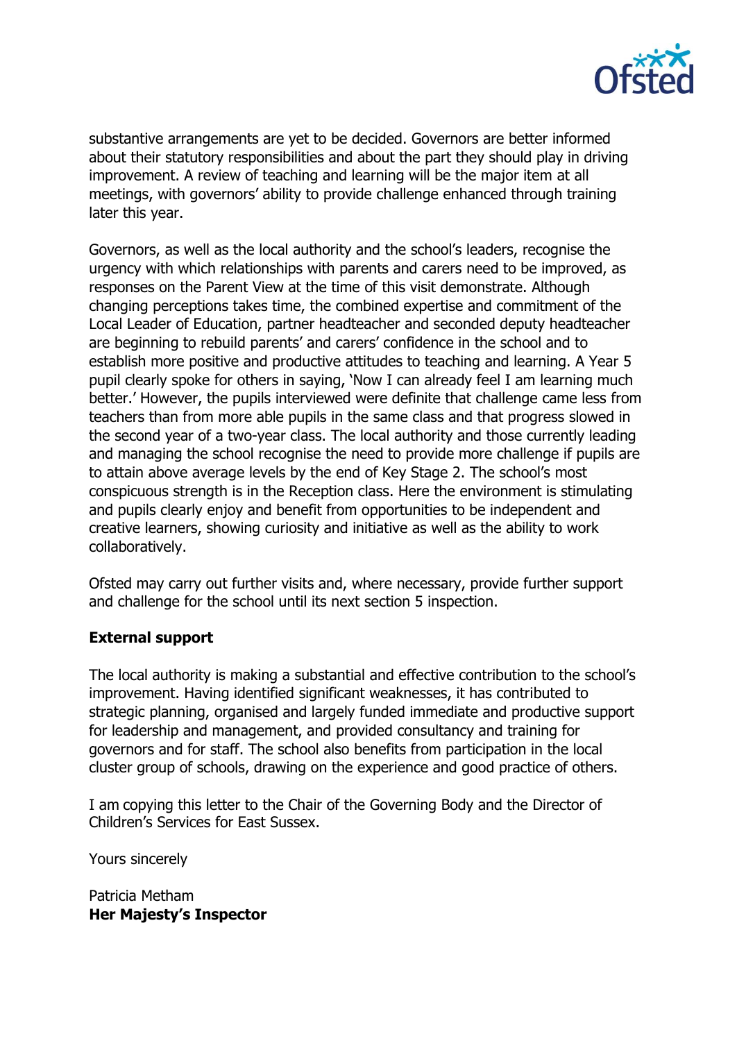substantive arrangements are yet to be decided. Governors are better informed about their statutory responsibilities and about the part they should play in driving improvement. A review of teaching and learning will be the major item at all meetings, with governors' ability to provide challenge enhanced through training later this year.

Governors, as well as the local authority and the school's leaders, recognise the urgency with which relationships with parents and carers need to be improved, as responses on the Parent View at the time of this visit demonstrate. Although changing perceptions takes time, the combined expertise and commitment of the Local Leader of Education, partner headteacher and seconded deputy headteacher are beginning to rebuild parents' and carers' confidence in the school and to establish more positive and productive attitudes to teaching and learning. A Year 5 pupil clearly spoke for others in saying, 'Now I can already feel I am learning much better.' However, the pupils interviewed were definite that challenge came less from teachers than from more able pupils in the same class and that progress slowed in the second year of a two-year class. The local authority and those currently leading and managing the school recognise the need to provide more challenge if pupils are to attain above average levels by the end of Key Stage 2. The school's most conspicuous strength is in the Reception class. Here the environment is stimulating and pupils clearly enjoy and benefit from opportunities to be independent and creative learners, showing curiosity and initiative as well as the ability to work collaboratively.

Ofsted may carry out further visits and, where necessary, provide further support and challenge for the school until its next section 5 inspection.

**External support**

The local authority is making a substantial and effective contribution to the school's improvement. Having identified significant weaknesses, it has contributed to strategic planning, organised and largely funded immediate and productive support for leadership and management, and provided consultancy and training for governors and for staff. The school also benefits from participation in the local cluster group of schools, drawing on the experience and good practice of others.

I am copying this letter to the Chair of the Governing Body and the Director of Children's Services for East Sussex.

Yours sincerely

Patricia Metham
**Her Majesty's Inspector**